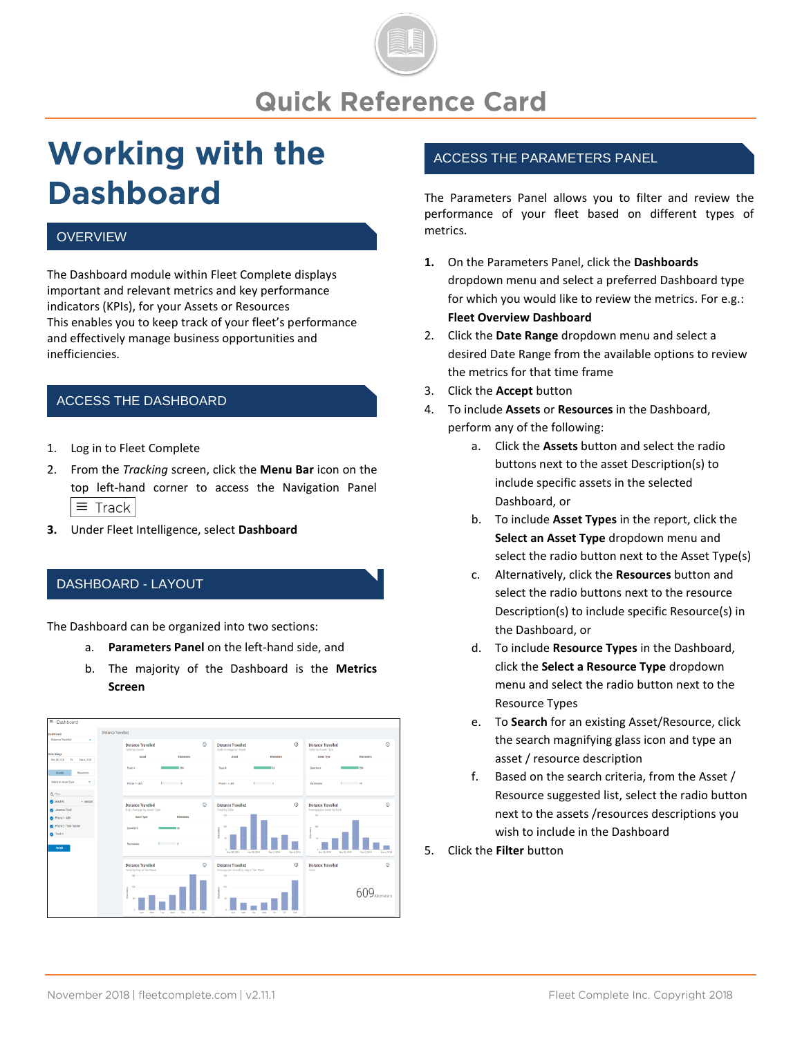# Quick Reference Card

# Working with the Dashboard

## OVERVIEW

The Dashboard module within Fleet Complete displays important and relevant metrics and key performance indicators (KPIs), for your Assets or Resources
This enables you to keep track of your fleet's performance and effectively manage business opportunities and inefficiencies.

## ACCESS THE DASHBOARD

1. Log in to Fleet Complete
2. From the *Tracking* screen, click the **Menu Bar** icon on the top left-hand corner to access the Navigation Panel ≡ Track
3. Under Fleet Intelligence, select **Dashboard**

## DASHBOARD - LAYOUT

The Dashboard can be organized into two sections:

a. **Parameters Panel** on the left-hand side, and
b. The majority of the Dashboard is the **Metrics Screen**

## ACCESS THE PARAMETERS PANEL

The Parameters Panel allows you to filter and review the performance of your fleet based on different types of metrics.

1. On the Parameters Panel, click the **Dashboards** dropdown menu and select a preferred Dashboard type for which you would like to review the metrics. For e.g.: **Fleet Overview Dashboard**
2. Click the **Date Range** dropdown menu and select a desired Date Range from the available options to review the metrics for that time frame
3. Click the **Accept** button
4. To include **Assets** or **Resources** in the Dashboard, perform any of the following:
   a. Click the **Assets** button and select the radio buttons next to the asset Description(s) to include specific assets in the selected Dashboard, or
   b. To include **Asset Types** in the report, click the **Select an Asset Type** dropdown menu and select the radio button next to the Asset Type(s)
   c. Alternatively, click the **Resources** button and select the radio buttons next to the resource Description(s) to include specific Resource(s) in the Dashboard, or
   d. To include **Resource Types** in the Dashboard, click the **Select a Resource Type** dropdown menu and select the radio button next to the Resource Types
   e. To **Search** for an existing Asset/Resource, click the search magnifying glass icon and type an asset / resource description
   f. Based on the search criteria, from the Asset / Resource suggested list, select the radio button next to the assets /resources descriptions you wish to include in the Dashboard
5. Click the **Filter** button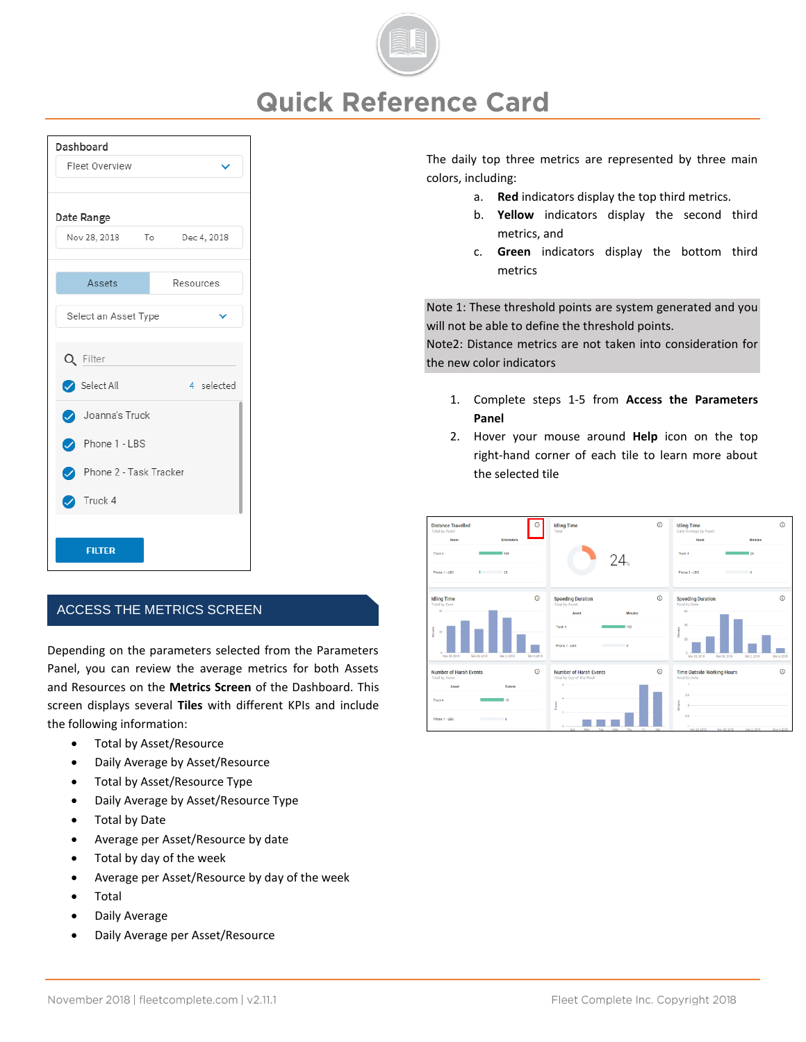# Quick Reference Card

Dashboard

Fleet Overview

Date Range

Nov 28, 2018 To Dec 4, 2018

Assets Resources

Select an Asset Type

Filter

Select All 4 selected

Joanna's Truck

Phone 1 - LBS

Phone 2 - Task Tracker

Truck 4

FILTER

## ACCESS THE METRICS SCREEN

Depending on the parameters selected from the Parameters Panel, you can review the average metrics for both Assets and Resources on the **Metrics Screen** of the Dashboard. This screen displays several **Tiles** with different KPIs and include the following information:

- Total by Asset/Resource
- Daily Average by Asset/Resource
- Total by Asset/Resource Type
- Daily Average by Asset/Resource Type
- Total by Date
- Average per Asset/Resource by date
- Total by day of the week
- Average per Asset/Resource by day of the week
- Total
- Daily Average
- Daily Average per Asset/Resource

The daily top three metrics are represented by three main colors, including:

a. **Red** indicators display the top third metrics.
b. **Yellow** indicators display the second third metrics, and
c. **Green** indicators display the bottom third metrics

Note 1: These threshold points are system generated and you will not be able to define the threshold points.
Note2: Distance metrics are not taken into consideration for the new color indicators

1. Complete steps 1-5 from **Access the Parameters Panel**
2. Hover your mouse around **Help** icon on the top right-hand corner of each tile to learn more about the selected tile